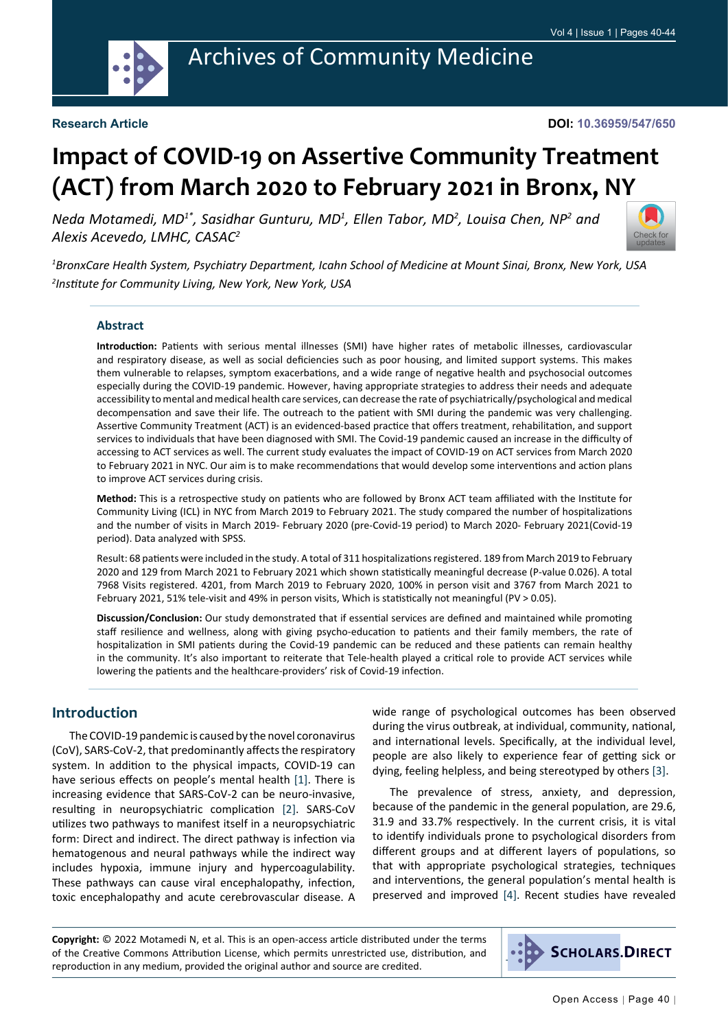**Research Article**

**DOI: 10.36959/547/650**

# Impact of COVID-19 on Assertive Community Treatment (ACT) from March 2020 to February 2021 in Bronx, NY

*Neda Motamedi, MD[1*], Sasidhar Gunturu, MD[1], Ellen Tabor, MD[2], Louisa Chen, NP[2] and Alexis Acevedo, LMHC, CASAC[2]*

*[1]BronxCare Health System, Psychiatry Department, Icahn School of Medicine at Mount Sinai, Bronx, New York, USA*
*[2]Institute for Community Living, New York, New York, USA*

## Abstract

**Introduction:** Patients with serious mental illnesses (SMI) have higher rates of metabolic illnesses, cardiovascular and respiratory disease, as well as social deficiencies such as poor housing, and limited support systems. This makes them vulnerable to relapses, symptom exacerbations, and a wide range of negative health and psychosocial outcomes especially during the COVID-19 pandemic. However, having appropriate strategies to address their needs and adequate accessibility to mental and medical health care services, can decrease the rate of psychiatrically/psychological and medical decompensation and save their life. The outreach to the patient with SMI during the pandemic was very challenging. Assertive Community Treatment (ACT) is an evidenced-based practice that offers treatment, rehabilitation, and support services to individuals that have been diagnosed with SMI. The Covid-19 pandemic caused an increase in the difficulty of accessing to ACT services as well. The current study evaluates the impact of COVID-19 on ACT services from March 2020 to February 2021 in NYC. Our aim is to make recommendations that would develop some interventions and action plans to improve ACT services during crisis.

**Method:** This is a retrospective study on patients who are followed by Bronx ACT team affiliated with the Institute for Community Living (ICL) in NYC from March 2019 to February 2021. The study compared the number of hospitalizations and the number of visits in March 2019- February 2020 (pre-Covid-19 period) to March 2020- February 2021(Covid-19 period). Data analyzed with SPSS.

Result: 68 patients were included in the study. A total of 311 hospitalizations registered. 189 from March 2019 to February 2020 and 129 from March 2021 to February 2021 which shown statistically meaningful decrease (P-value 0.026). A total 7968 Visits registered. 4201, from March 2019 to February 2020, 100% in person visit and 3767 from March 2021 to February 2021, 51% tele-visit and 49% in person visits, Which is statistically not meaningful (PV > 0.05).

**Discussion/Conclusion:** Our study demonstrated that if essential services are defined and maintained while promoting staff resilience and wellness, along with giving psycho-education to patients and their family members, the rate of hospitalization in SMI patients during the Covid-19 pandemic can be reduced and these patients can remain healthy in the community. It's also important to reiterate that Tele-health played a critical role to provide ACT services while lowering the patients and the healthcare-providers' risk of Covid-19 infection.

## Introduction

The COVID-19 pandemic is caused by the novel coronavirus (CoV), SARS-CoV-2, that predominantly affects the respiratory system. In addition to the physical impacts, COVID-19 can have serious effects on people's mental health [1]. There is increasing evidence that SARS-CoV-2 can be neuro-invasive, resulting in neuropsychiatric complication [2]. SARS-CoV utilizes two pathways to manifest itself in a neuropsychiatric form: Direct and indirect. The direct pathway is infection via hematogenous and neural pathways while the indirect way includes hypoxia, immune injury and hypercoagulability. These pathways can cause viral encephalopathy, infection, toxic encephalopathy and acute cerebrovascular disease. A wide range of psychological outcomes has been observed during the virus outbreak, at individual, community, national, and international levels. Specifically, at the individual level, people are also likely to experience fear of getting sick or dying, feeling helpless, and being stereotyped by others [3].

The prevalence of stress, anxiety, and depression, because of the pandemic in the general population, are 29.6, 31.9 and 33.7% respectively. In the current crisis, it is vital to identify individuals prone to psychological disorders from different groups and at different layers of populations, so that with appropriate psychological strategies, techniques and interventions, the general population's mental health is preserved and improved [4]. Recent studies have revealed

**Copyright:** © 2022 Motamedi N, et al. This is an open-access article distributed under the terms of the Creative Commons Attribution License, which permits unrestricted use, distribution, and reproduction in any medium, provided the original author and source are credited.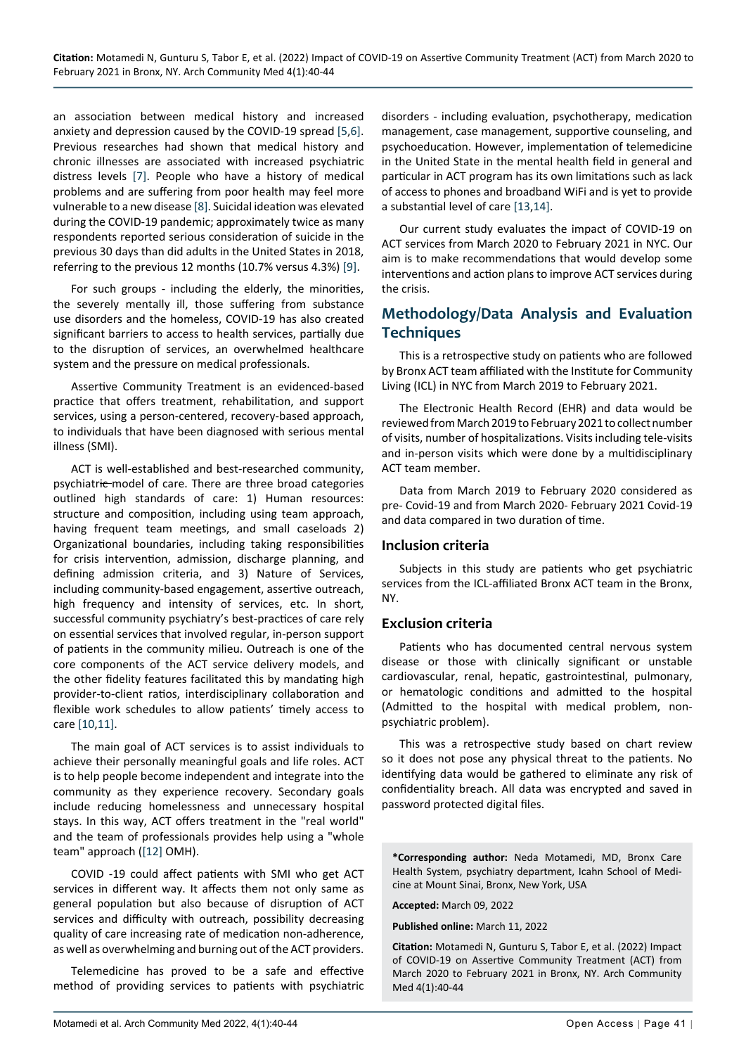an association between medical history and increased anxiety and depression caused by the COVID-19 spread [5,6]. Previous researches had shown that medical history and chronic illnesses are associated with increased psychiatric distress levels [7]. People who have a history of medical problems and are suffering from poor health may feel more vulnerable to a new disease [8]. Suicidal ideation was elevated during the COVID-19 pandemic; approximately twice as many respondents reported serious consideration of suicide in the previous 30 days than did adults in the United States in 2018, referring to the previous 12 months (10.7% versus 4.3%) [9].

For such groups - including the elderly, the minorities, the severely mentally ill, those suffering from substance use disorders and the homeless, COVID-19 has also created significant barriers to access to health services, partially due to the disruption of services, an overwhelmed healthcare system and the pressure on medical professionals.

Assertive Community Treatment is an evidenced-based practice that offers treatment, rehabilitation, and support services, using a person-centered, recovery-based approach, to individuals that have been diagnosed with serious mental illness (SMI).

ACT is well-established and best-researched community, psychiatric model of care. There are three broad categories outlined high standards of care: 1) Human resources: structure and composition, including using team approach, having frequent team meetings, and small caseloads 2) Organizational boundaries, including taking responsibilities for crisis intervention, admission, discharge planning, and defining admission criteria, and 3) Nature of Services, including community-based engagement, assertive outreach, high frequency and intensity of services, etc. In short, successful community psychiatry's best-practices of care rely on essential services that involved regular, in-person support of patients in the community milieu. Outreach is one of the core components of the ACT service delivery models, and the other fidelity features facilitated this by mandating high provider-to-client ratios, interdisciplinary collaboration and flexible work schedules to allow patients' timely access to care [10,11].

The main goal of ACT services is to assist individuals to achieve their personally meaningful goals and life roles. ACT is to help people become independent and integrate into the community as they experience recovery. Secondary goals include reducing homelessness and unnecessary hospital stays. In this way, ACT offers treatment in the "real world" and the team of professionals provides help using a "whole team" approach ([12] OMH).

COVID -19 could affect patients with SMI who get ACT services in different way. It affects them not only same as general population but also because of disruption of ACT services and difficulty with outreach, possibility decreasing quality of care increasing rate of medication non-adherence, as well as overwhelming and burning out of the ACT providers.

Telemedicine has proved to be a safe and effective method of providing services to patients with psychiatric disorders - including evaluation, psychotherapy, medication management, case management, supportive counseling, and psychoeducation. However, implementation of telemedicine in the United State in the mental health field in general and particular in ACT program has its own limitations such as lack of access to phones and broadband WiFi and is yet to provide a substantial level of care [13,14].

Our current study evaluates the impact of COVID-19 on ACT services from March 2020 to February 2021 in NYC. Our aim is to make recommendations that would develop some interventions and action plans to improve ACT services during the crisis.

## Methodology/Data Analysis and Evaluation Techniques

This is a retrospective study on patients who are followed by Bronx ACT team affiliated with the Institute for Community Living (ICL) in NYC from March 2019 to February 2021.

The Electronic Health Record (EHR) and data would be reviewed from March 2019 to February 2021 to collect number of visits, number of hospitalizations. Visits including tele-visits and in-person visits which were done by a multidisciplinary ACT team member.

Data from March 2019 to February 2020 considered as pre- Covid-19 and from March 2020- February 2021 Covid-19 and data compared in two duration of time.

### Inclusion criteria

Subjects in this study are patients who get psychiatric services from the ICL-affiliated Bronx ACT team in the Bronx, NY.

### Exclusion criteria

Patients who has documented central nervous system disease or those with clinically significant or unstable cardiovascular, renal, hepatic, gastrointestinal, pulmonary, or hematologic conditions and admitted to the hospital (Admitted to the hospital with medical problem, non-psychiatric problem).

This was a retrospective study based on chart review so it does not pose any physical threat to the patients. No identifying data would be gathered to eliminate any risk of confidentiality breach. All data was encrypted and saved in password protected digital files.

**\*Corresponding author:** Neda Motamedi, MD, Bronx Care Health System, psychiatry department, Icahn School of Medicine at Mount Sinai, Bronx, New York, USA

**Accepted:** March 09, 2022

**Published online:** March 11, 2022

**Citation:** Motamedi N, Gunturu S, Tabor E, et al. (2022) Impact of COVID-19 on Assertive Community Treatment (ACT) from March 2020 to February 2021 in Bronx, NY. Arch Community Med 4(1):40-44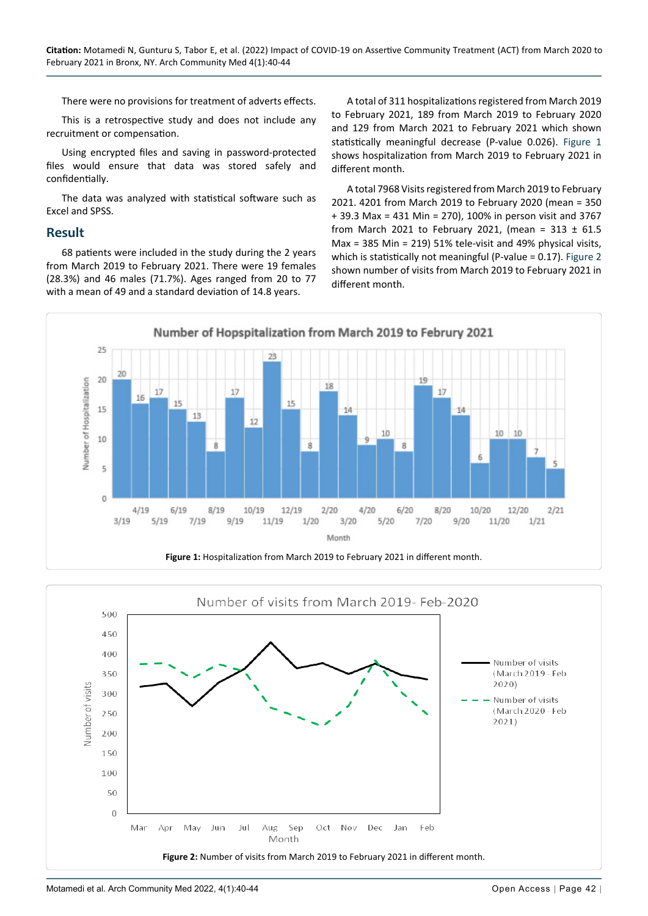There were no provisions for treatment of adverts effects.

This is a retrospective study and does not include any recruitment or compensation.

Using encrypted files and saving in password-protected files would ensure that data was stored safely and confidentially.

The data was analyzed with statistical software such as Excel and SPSS.

## Result

68 patients were included in the study during the 2 years from March 2019 to February 2021. There were 19 females (28.3%) and 46 males (71.7%). Ages ranged from 20 to 77 with a mean of 49 and a standard deviation of 14.8 years.

A total of 311 hospitalizations registered from March 2019 to February 2021, 189 from March 2019 to February 2020 and 129 from March 2021 to February 2021 which shown statistically meaningful decrease (P-value 0.026). Figure 1 shows hospitalization from March 2019 to February 2021 in different month.

A total 7968 Visits registered from March 2019 to February 2021. 4201 from March 2019 to February 2020 (mean = 350 + 39.3 Max = 431 Min = 270), 100% in person visit and 3767 from March 2021 to February 2021, (mean = 313 ± 61.5 Max = 385 Min = 219) 51% tele-visit and 49% physical visits, which is statistically not meaningful (P-value = 0.17). Figure 2 shown number of visits from March 2019 to February 2021 in different month.

**Figure 1:** Hospitalization from March 2019 to February 2021 in different month.

**Figure 2:** Number of visits from March 2019 to February 2021 in different month.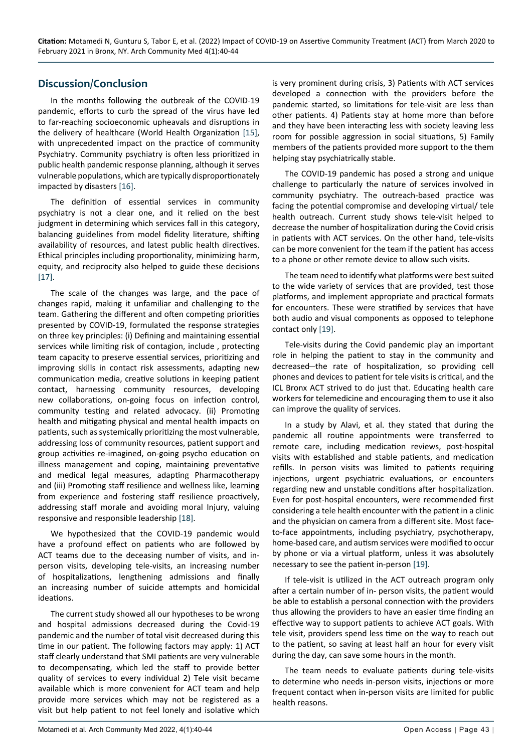## Discussion/Conclusion

In the months following the outbreak of the COVID-19 pandemic, efforts to curb the spread of the virus have led to far-reaching socioeconomic upheavals and disruptions in the delivery of healthcare (World Health Organization [15], with unprecedented impact on the practice of community Psychiatry. Community psychiatry is often less prioritized in public health pandemic response planning, although it serves vulnerable populations, which are typically disproportionately impacted by disasters [16].

The definition of essential services in community psychiatry is not a clear one, and it relied on the best judgment in determining which services fall in this category, balancing guidelines from model fidelity literature, shifting availability of resources, and latest public health directives. Ethical principles including proportionality, minimizing harm, equity, and reciprocity also helped to guide these decisions [17].

The scale of the changes was large, and the pace of changes rapid, making it unfamiliar and challenging to the team. Gathering the different and often competing priorities presented by COVID-19, formulated the response strategies on three key principles: (i) Defining and maintaining essential services while limiting risk of contagion, include , protecting team capacity to preserve essential services, prioritizing and improving skills in contact risk assessments, adapting new communication media, creative solutions in keeping patient contact, harnessing community resources, developing new collaborations, on-going focus on infection control, community testing and related advocacy. (ii) Promoting health and mitigating physical and mental health impacts on patients, such as systemically prioritizing the most vulnerable, addressing loss of community resources, patient support and group activities re-imagined, on-going psycho education on illness management and coping, maintaining preventative and medical legal measures, adapting Pharmacotherapy and (iii) Promoting staff resilience and wellness like, learning from experience and fostering staff resilience proactively, addressing staff morale and avoiding moral Injury, valuing responsive and responsible leadership [18].

We hypothesized that the COVID-19 pandemic would have a profound effect on patients who are followed by ACT teams due to the deceasing number of visits, and in-person visits, developing tele-visits, an increasing number of hospitalizations, lengthening admissions and finally an increasing number of suicide attempts and homicidal ideations.

The current study showed all our hypotheses to be wrong and hospital admissions decreased during the Covid-19 pandemic and the number of total visit decreased during this time in our patient. The following factors may apply: 1) ACT staff clearly understand that SMI patients are very vulnerable to decompensating, which led the staff to provide better quality of services to every individual 2) Tele visit became available which is more convenient for ACT team and help provide more services which may not be registered as a visit but help patient to not feel lonely and isolative which is very prominent during crisis, 3) Patients with ACT services developed a connection with the providers before the pandemic started, so limitations for tele-visit are less than other patients. 4) Patients stay at home more than before and they have been interacting less with society leaving less room for possible aggression in social situations, 5) Family members of the patients provided more support to the them helping stay psychiatrically stable.

The COVID-19 pandemic has posed a strong and unique challenge to particularly the nature of services involved in community psychiatry. The outreach-based practice was facing the potential compromise and developing virtual/ tele health outreach. Current study shows tele-visit helped to decrease the number of hospitalization during the Covid crisis in patients with ACT services. On the other hand, tele-visits can be more convenient for the team if the patient has access to a phone or other remote device to allow such visits.

The team need to identify what platforms were best suited to the wide variety of services that are provided, test those platforms, and implement appropriate and practical formats for encounters. These were stratified by services that have both audio and visual components as opposed to telephone contact only [19].

Tele-visits during the Covid pandemic play an important role in helping the patient to stay in the community and decreased—the rate of hospitalization, so providing cell phones and devices to patient for tele visits is critical, and the ICL Bronx ACT strived to do just that. Educating health care workers for telemedicine and encouraging them to use it also can improve the quality of services.

In a study by Alavi, et al. they stated that during the pandemic all routine appointments were transferred to remote care, including medication reviews, post-hospital visits with established and stable patients, and medication refills. In person visits was limited to patients requiring injections, urgent psychiatric evaluations, or encounters regarding new and unstable conditions after hospitalization. Even for post-hospital encounters, were recommended first considering a tele health encounter with the patient in a clinic and the physician on camera from a different site. Most face-to-face appointments, including psychiatry, psychotherapy, home-based care, and autism services were modified to occur by phone or via a virtual platform, unless it was absolutely necessary to see the patient in-person [19].

If tele-visit is utilized in the ACT outreach program only after a certain number of in- person visits, the patient would be able to establish a personal connection with the providers thus allowing the providers to have an easier time finding an effective way to support patients to achieve ACT goals. With tele visit, providers spend less time on the way to reach out to the patient, so saving at least half an hour for every visit during the day, can save some hours in the month.

The team needs to evaluate patients during tele-visits to determine who needs in-person visits, injections or more frequent contact when in-person visits are limited for public health reasons.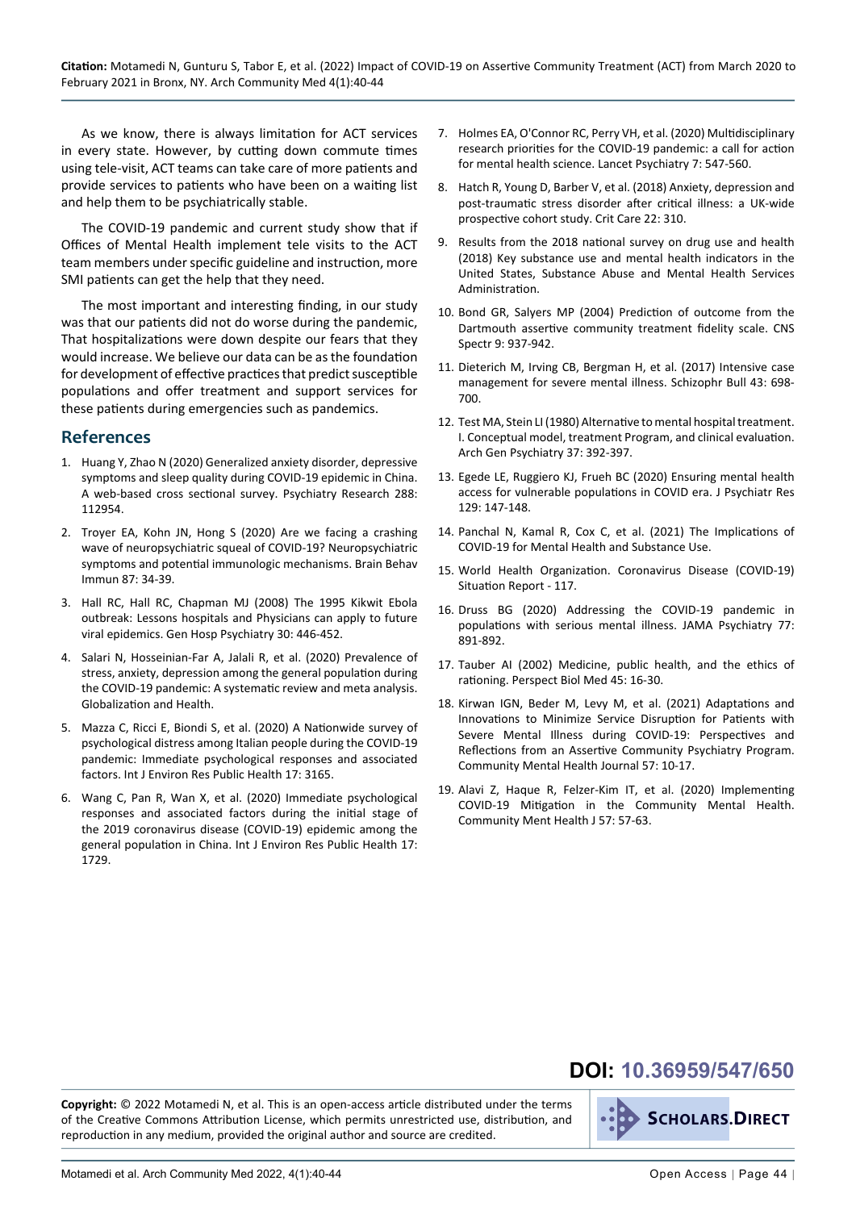As we know, there is always limitation for ACT services in every state. However, by cutting down commute times using tele-visit, ACT teams can take care of more patients and provide services to patients who have been on a waiting list and help them to be psychiatrically stable.

The COVID-19 pandemic and current study show that if Offices of Mental Health implement tele visits to the ACT team members under specific guideline and instruction, more SMI patients can get the help that they need.

The most important and interesting finding, in our study was that our patients did not do worse during the pandemic, That hospitalizations were down despite our fears that they would increase. We believe our data can be as the foundation for development of effective practices that predict susceptible populations and offer treatment and support services for these patients during emergencies such as pandemics.

## References

1. Huang Y, Zhao N (2020) Generalized anxiety disorder, depressive symptoms and sleep quality during COVID-19 epidemic in China. A web-based cross sectional survey. Psychiatry Research 288: 112954.
2. Troyer EA, Kohn JN, Hong S (2020) Are we facing a crashing wave of neuropsychiatric squeal of COVID-19? Neuropsychiatric symptoms and potential immunologic mechanisms. Brain Behav Immun 87: 34-39.
3. Hall RC, Hall RC, Chapman MJ (2008) The 1995 Kikwit Ebola outbreak: Lessons hospitals and Physicians can apply to future viral epidemics. Gen Hosp Psychiatry 30: 446-452.
4. Salari N, Hosseinian-Far A, Jalali R, et al. (2020) Prevalence of stress, anxiety, depression among the general population during the COVID-19 pandemic: A systematic review and meta analysis. Globalization and Health.
5. Mazza C, Ricci E, Biondi S, et al. (2020) A Nationwide survey of psychological distress among Italian people during the COVID-19 pandemic: Immediate psychological responses and associated factors. Int J Environ Res Public Health 17: 3165.
6. Wang C, Pan R, Wan X, et al. (2020) Immediate psychological responses and associated factors during the initial stage of the 2019 coronavirus disease (COVID-19) epidemic among the general population in China. Int J Environ Res Public Health 17: 1729.
7. Holmes EA, O'Connor RC, Perry VH, et al. (2020) Multidisciplinary research priorities for the COVID-19 pandemic: a call for action for mental health science. Lancet Psychiatry 7: 547-560.
8. Hatch R, Young D, Barber V, et al. (2018) Anxiety, depression and post-traumatic stress disorder after critical illness: a UK-wide prospective cohort study. Crit Care 22: 310.
9. Results from the 2018 national survey on drug use and health (2018) Key substance use and mental health indicators in the United States, Substance Abuse and Mental Health Services Administration.
10. Bond GR, Salyers MP (2004) Prediction of outcome from the Dartmouth assertive community treatment fidelity scale. CNS Spectr 9: 937-942.
11. Dieterich M, Irving CB, Bergman H, et al. (2017) Intensive case management for severe mental illness. Schizophr Bull 43: 698-700.
12. Test MA, Stein LI (1980) Alternative to mental hospital treatment. I. Conceptual model, treatment Program, and clinical evaluation. Arch Gen Psychiatry 37: 392-397.
13. Egede LE, Ruggiero KJ, Frueh BC (2020) Ensuring mental health access for vulnerable populations in COVID era. J Psychiatr Res 129: 147-148.
14. Panchal N, Kamal R, Cox C, et al. (2021) The Implications of COVID-19 for Mental Health and Substance Use.
15. World Health Organization. Coronavirus Disease (COVID-19) Situation Report - 117.
16. Druss BG (2020) Addressing the COVID-19 pandemic in populations with serious mental illness. JAMA Psychiatry 77: 891-892.
17. Tauber AI (2002) Medicine, public health, and the ethics of rationing. Perspect Biol Med 45: 16-30.
18. Kirwan IGN, Beder M, Levy M, et al. (2021) Adaptations and Innovations to Minimize Service Disruption for Patients with Severe Mental Illness during COVID-19: Perspectives and Reflections from an Assertive Community Psychiatry Program. Community Mental Health Journal 57: 10-17.
19. Alavi Z, Haque R, Felzer-Kim IT, et al. (2020) Implementing COVID-19 Mitigation in the Community Mental Health. Community Ment Health J 57: 57-63.

**DOI: 10.36959/547/650**

**Copyright:** © 2022 Motamedi N, et al. This is an open-access article distributed under the terms of the Creative Commons Attribution License, which permits unrestricted use, distribution, and reproduction in any medium, provided the original author and source are credited.